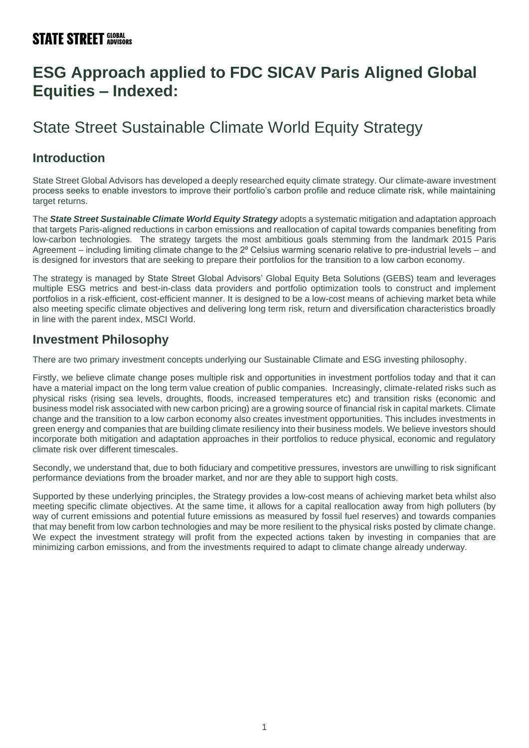# ESG Approach applied to FDC SICAV Paris Aligned Global Equities – Indexed:

## State Street Sustainable Climate World Equity Strategy

### Introduction

State Street Global Advisors has developed a deeply researched equity climate strategy. Our climate-aware investment process seeks to enable investors to improve their portfolio's carbon profile and reduce climate risk, while maintaining target returns.

The ***State Street Sustainable Climate World Equity Strategy*** adopts a systematic mitigation and adaptation approach that targets Paris-aligned reductions in carbon emissions and reallocation of capital towards companies benefiting from low-carbon technologies. The strategy targets the most ambitious goals stemming from the landmark 2015 Paris Agreement – including limiting climate change to the 2º Celsius warming scenario relative to pre-industrial levels – and is designed for investors that are seeking to prepare their portfolios for the transition to a low carbon economy.

The strategy is managed by State Street Global Advisors' Global Equity Beta Solutions (GEBS) team and leverages multiple ESG metrics and best-in-class data providers and portfolio optimization tools to construct and implement portfolios in a risk-efficient, cost-efficient manner. It is designed to be a low-cost means of achieving market beta while also meeting specific climate objectives and delivering long term risk, return and diversification characteristics broadly in line with the parent index, MSCI World.

### Investment Philosophy

There are two primary investment concepts underlying our Sustainable Climate and ESG investing philosophy.

Firstly, we believe climate change poses multiple risk and opportunities in investment portfolios today and that it can have a material impact on the long term value creation of public companies. Increasingly, climate-related risks such as physical risks (rising sea levels, droughts, floods, increased temperatures etc) and transition risks (economic and business model risk associated with new carbon pricing) are a growing source of financial risk in capital markets. Climate change and the transition to a low carbon economy also creates investment opportunities. This includes investments in green energy and companies that are building climate resiliency into their business models. We believe investors should incorporate both mitigation and adaptation approaches in their portfolios to reduce physical, economic and regulatory climate risk over different timescales.

Secondly, we understand that, due to both fiduciary and competitive pressures, investors are unwilling to risk significant performance deviations from the broader market, and nor are they able to support high costs.

Supported by these underlying principles, the Strategy provides a low-cost means of achieving market beta whilst also meeting specific climate objectives. At the same time, it allows for a capital reallocation away from high polluters (by way of current emissions and potential future emissions as measured by fossil fuel reserves) and towards companies that may benefit from low carbon technologies and may be more resilient to the physical risks posted by climate change. We expect the investment strategy will profit from the expected actions taken by investing in companies that are minimizing carbon emissions, and from the investments required to adapt to climate change already underway.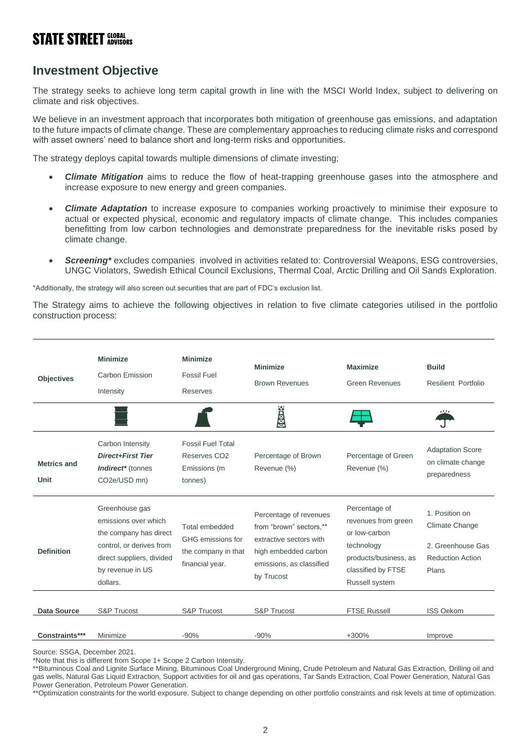STATE STREET GLOBAL ADVISORS

## Investment Objective

The strategy seeks to achieve long term capital growth in line with the MSCI World Index, subject to delivering on climate and risk objectives.

We believe in an investment approach that incorporates both mitigation of greenhouse gas emissions, and adaptation to the future impacts of climate change. These are complementary approaches to reducing climate risks and correspond with asset owners' need to balance short and long-term risks and opportunities.

The strategy deploys capital towards multiple dimensions of climate investing;

- ***Climate Mitigation*** aims to reduce the flow of heat-trapping greenhouse gases into the atmosphere and increase exposure to new energy and green companies.
- ***Climate Adaptation*** to increase exposure to companies working proactively to minimise their exposure to actual or expected physical, economic and regulatory impacts of climate change. This includes companies benefitting from low carbon technologies and demonstrate preparedness for the inevitable risks posed by climate change.
- ***Screening**** excludes companies involved in activities related to: Controversial Weapons, ESG controversies, UNGC Violators, Swedish Ethical Council Exclusions, Thermal Coal, Arctic Drilling and Oil Sands Exploration.

*Additionally, the strategy will also screen out securities that are part of FDC's exclusion list.

The Strategy aims to achieve the following objectives in relation to five climate categories utilised in the portfolio construction process:

| **Objectives** | **Minimize** Carbon Emission Intensity | **Minimize** Fossil Fuel Reserves | **Minimize** Brown Revenues | **Maximize** Green Revenues | **Build** Resilient Portfolio |
|---|---|---|---|---|---|
| **Metrics and Unit** | Carbon Intensity ***Direct+First Tier Indirect**** (tonnes CO2e/USD mn) | Fossil Fuel Total Reserves CO2 Emissions (m tonnes) | Percentage of Brown Revenue (%) | Percentage of Green Revenue (%) | Adaptation Score on climate change preparedness |
| **Definition** | Greenhouse gas emissions over which the company has direct control, or derives from direct suppliers, divided by revenue in US dollars. | Total embedded GHG emissions for the company in that financial year. | Percentage of revenues from "brown" sectors,** extractive sectors with high embedded carbon emissions, as classified by Trucost | Percentage of revenues from green or low-carbon technology products/business, as classified by FTSE Russell system | 1. Position on Climate Change 2. Greenhouse Gas Reduction Action Plans |
| **Data Source** | S&P Trucost | S&P Trucost | S&P Trucost | FTSE Russell | ISS Oekom |
| **Constraints***** | Minimize | -90% | -90% | +300% | Improve |

Source: SSGA, December 2021.
*Note that this is different from Scope 1+ Scope 2 Carbon Intensity.
**Bituminous Coal and Lignite Surface Mining, Bituminous Coal Underground Mining, Crude Petroleum and Natural Gas Extraction, Drilling oil and gas wells, Natural Gas Liquid Extraction, Support activities for oil and gas operations, Tar Sands Extraction, Coal Power Generation, Natural Gas Power Generation, Petroleum Power Generation.
**Optimization constraints for the world exposure. Subject to change depending on other portfolio constraints and risk levels at time of optimization.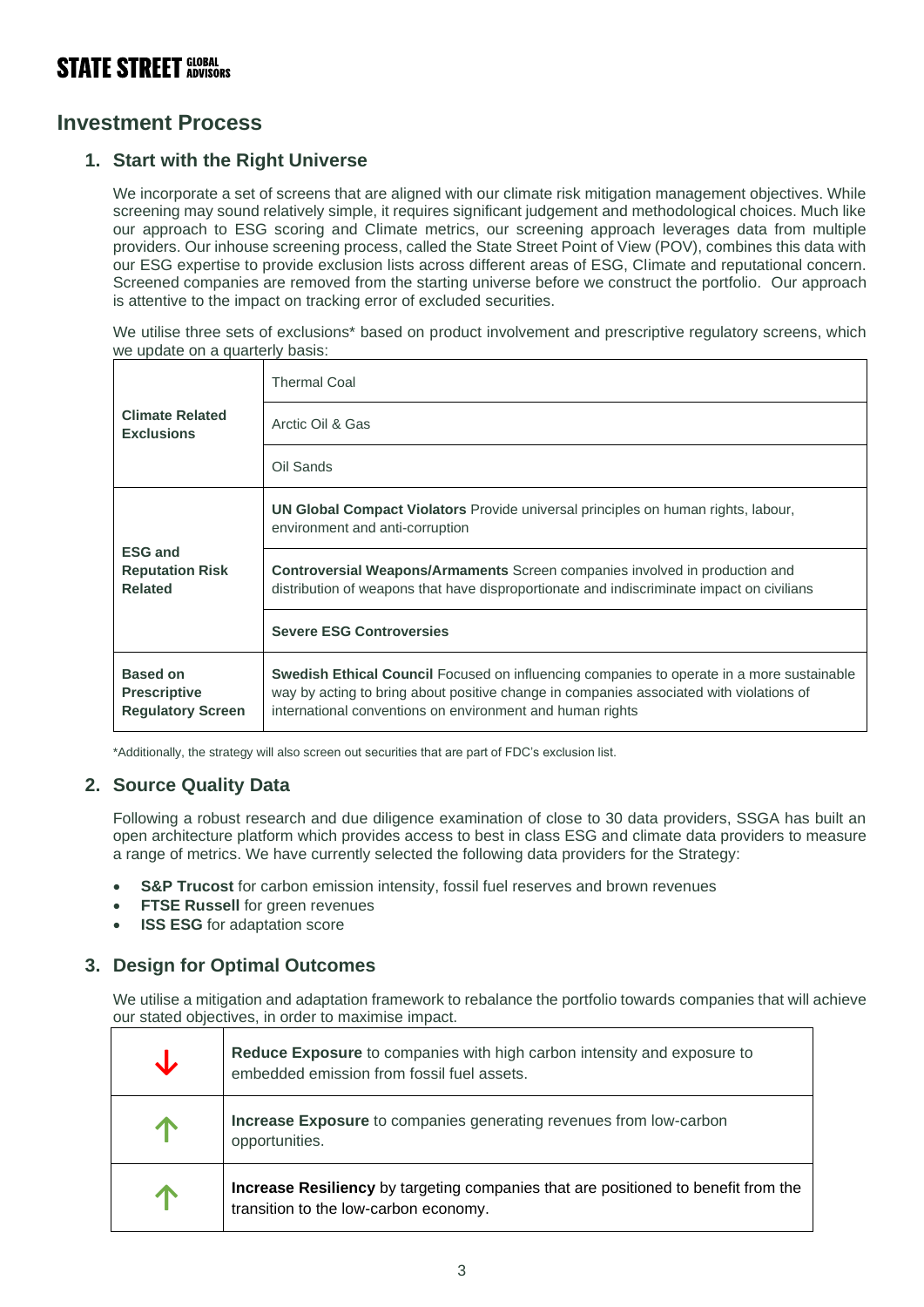## Investment Process

### 1. Start with the Right Universe

We incorporate a set of screens that are aligned with our climate risk mitigation management objectives. While screening may sound relatively simple, it requires significant judgement and methodological choices. Much like our approach to ESG scoring and Climate metrics, our screening approach leverages data from multiple providers. Our inhouse screening process, called the State Street Point of View (POV), combines this data with our ESG expertise to provide exclusion lists across different areas of ESG, Climate and reputational concern. Screened companies are removed from the starting universe before we construct the portfolio. Our approach is attentive to the impact on tracking error of excluded securities.

We utilise three sets of exclusions* based on product involvement and prescriptive regulatory screens, which we update on a quarterly basis:

| | |
|---|---|
| **Climate Related Exclusions** | Thermal Coal |
| | Arctic Oil & Gas |
| | Oil Sands |
| **ESG and Reputation Risk Related** | **UN Global Compact Violators** Provide universal principles on human rights, labour, environment and anti-corruption |
| | **Controversial Weapons/Armaments** Screen companies involved in production and distribution of weapons that have disproportionate and indiscriminate impact on civilians |
| | **Severe ESG Controversies** |
| **Based on Prescriptive Regulatory Screen** | **Swedish Ethical Council** Focused on influencing companies to operate in a more sustainable way by acting to bring about positive change in companies associated with violations of international conventions on environment and human rights |

*Additionally, the strategy will also screen out securities that are part of FDC's exclusion list.

### 2. Source Quality Data

Following a robust research and due diligence examination of close to 30 data providers, SSGA has built an open architecture platform which provides access to best in class ESG and climate data providers to measure a range of metrics. We have currently selected the following data providers for the Strategy:

- **S&P Trucost** for carbon emission intensity, fossil fuel reserves and brown revenues
- **FTSE Russell** for green revenues
- **ISS ESG** for adaptation score

### 3. Design for Optimal Outcomes

We utilise a mitigation and adaptation framework to rebalance the portfolio towards companies that will achieve our stated objectives, in order to maximise impact.

| | |
|---|---|
| ↓ | **Reduce Exposure** to companies with high carbon intensity and exposure to embedded emission from fossil fuel assets. |
| ↑ | **Increase Exposure** to companies generating revenues from low-carbon opportunities. |
| ↑ | **Increase Resiliency** by targeting companies that are positioned to benefit from the transition to the low-carbon economy. |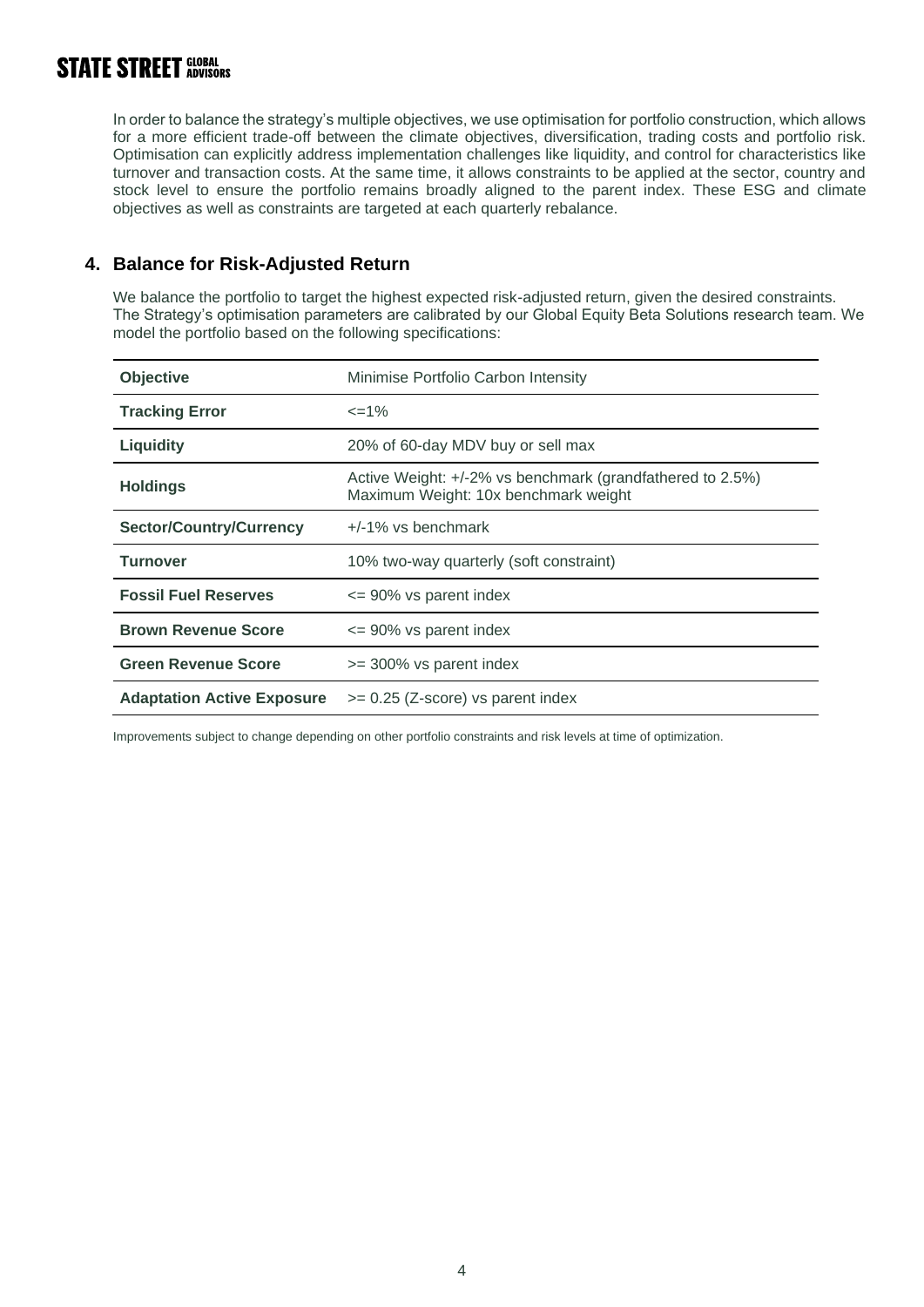In order to balance the strategy's multiple objectives, we use optimisation for portfolio construction, which allows for a more efficient trade-off between the climate objectives, diversification, trading costs and portfolio risk. Optimisation can explicitly address implementation challenges like liquidity, and control for characteristics like turnover and transaction costs. At the same time, it allows constraints to be applied at the sector, country and stock level to ensure the portfolio remains broadly aligned to the parent index. These ESG and climate objectives as well as constraints are targeted at each quarterly rebalance.

## 4. Balance for Risk-Adjusted Return

We balance the portfolio to target the highest expected risk-adjusted return, given the desired constraints. The Strategy's optimisation parameters are calibrated by our Global Equity Beta Solutions research team. We model the portfolio based on the following specifications:

| | |
|---|---|
| **Objective** | Minimise Portfolio Carbon Intensity |
| **Tracking Error** | <=1% |
| **Liquidity** | 20% of 60-day MDV buy or sell max |
| **Holdings** | Active Weight: +/-2% vs benchmark (grandfathered to 2.5%)<br>Maximum Weight: 10x benchmark weight |
| **Sector/Country/Currency** | +/-1% vs benchmark |
| **Turnover** | 10% two-way quarterly (soft constraint) |
| **Fossil Fuel Reserves** | <= 90% vs parent index |
| **Brown Revenue Score** | <= 90% vs parent index |
| **Green Revenue Score** | >= 300% vs parent index |
| **Adaptation Active Exposure** | >= 0.25 (Z-score) vs parent index |

Improvements subject to change depending on other portfolio constraints and risk levels at time of optimization.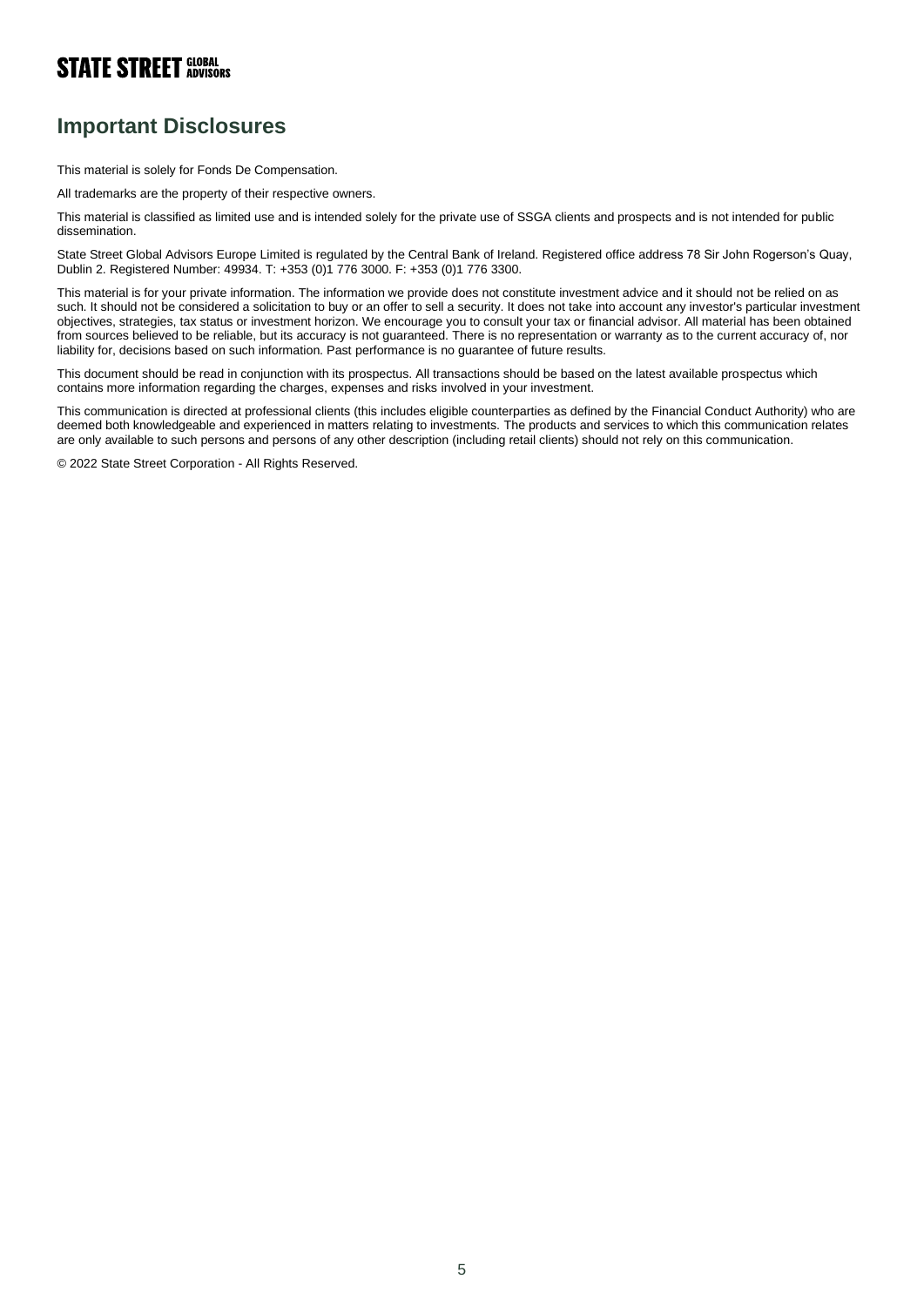STATE STREET GLOBAL ADVISORS

## Important Disclosures

This material is solely for Fonds De Compensation.

All trademarks are the property of their respective owners.

This material is classified as limited use and is intended solely for the private use of SSGA clients and prospects and is not intended for public dissemination.

State Street Global Advisors Europe Limited is regulated by the Central Bank of Ireland. Registered office address 78 Sir John Rogerson's Quay, Dublin 2. Registered Number: 49934. T: +353 (0)1 776 3000. F: +353 (0)1 776 3300.

This material is for your private information. The information we provide does not constitute investment advice and it should not be relied on as such. It should not be considered a solicitation to buy or an offer to sell a security. It does not take into account any investor's particular investment objectives, strategies, tax status or investment horizon. We encourage you to consult your tax or financial advisor. All material has been obtained from sources believed to be reliable, but its accuracy is not guaranteed. There is no representation or warranty as to the current accuracy of, nor liability for, decisions based on such information. Past performance is no guarantee of future results.

This document should be read in conjunction with its prospectus. All transactions should be based on the latest available prospectus which contains more information regarding the charges, expenses and risks involved in your investment.

This communication is directed at professional clients (this includes eligible counterparties as defined by the Financial Conduct Authority) who are deemed both knowledgeable and experienced in matters relating to investments. The products and services to which this communication relates are only available to such persons and persons of any other description (including retail clients) should not rely on this communication.

© 2022 State Street Corporation - All Rights Reserved.